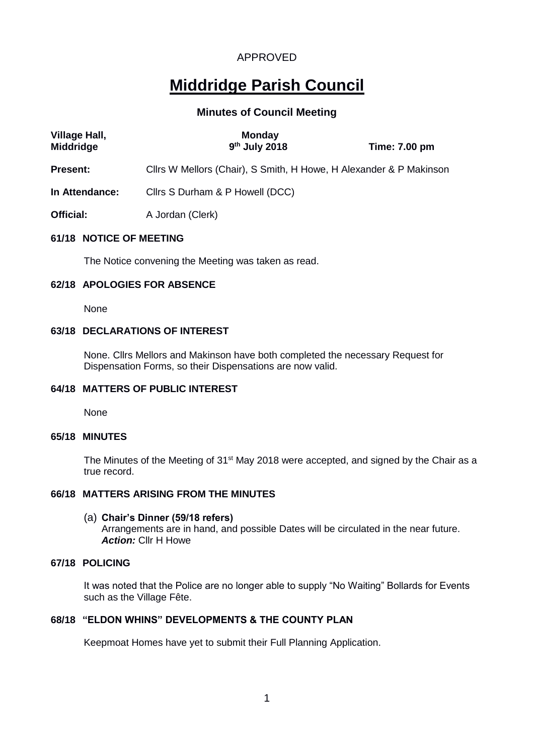APPROVED

# Middridge Parish Council

## Minutes of Council Meeting

| **Village Hall, Middridge** | **Monday 9th July 2018** | **Time: 7.00 pm** |
|---|---|---|

**Present:** Cllrs W Mellors (Chair), S Smith, H Howe, H Alexander & P Makinson

**In Attendance:** Cllrs S Durham & P Howell (DCC)

**Official:** A Jordan (Clerk)

### 61/18 NOTICE OF MEETING

The Notice convening the Meeting was taken as read.

### 62/18 APOLOGIES FOR ABSENCE

None

### 63/18 DECLARATIONS OF INTEREST

None. Cllrs Mellors and Makinson have both completed the necessary Request for Dispensation Forms, so their Dispensations are now valid.

### 64/18 MATTERS OF PUBLIC INTEREST

None

### 65/18 MINUTES

The Minutes of the Meeting of 31st May 2018 were accepted, and signed by the Chair as a true record.

### 66/18 MATTERS ARISING FROM THE MINUTES

(a) **Chair's Dinner (59/18 refers)**
Arrangements are in hand, and possible Dates will be circulated in the near future.
***Action:*** Cllr H Howe

### 67/18 POLICING

It was noted that the Police are no longer able to supply "No Waiting" Bollards for Events such as the Village Fête.

### 68/18 "ELDON WHINS" DEVELOPMENTS & THE COUNTY PLAN

Keepmoat Homes have yet to submit their Full Planning Application.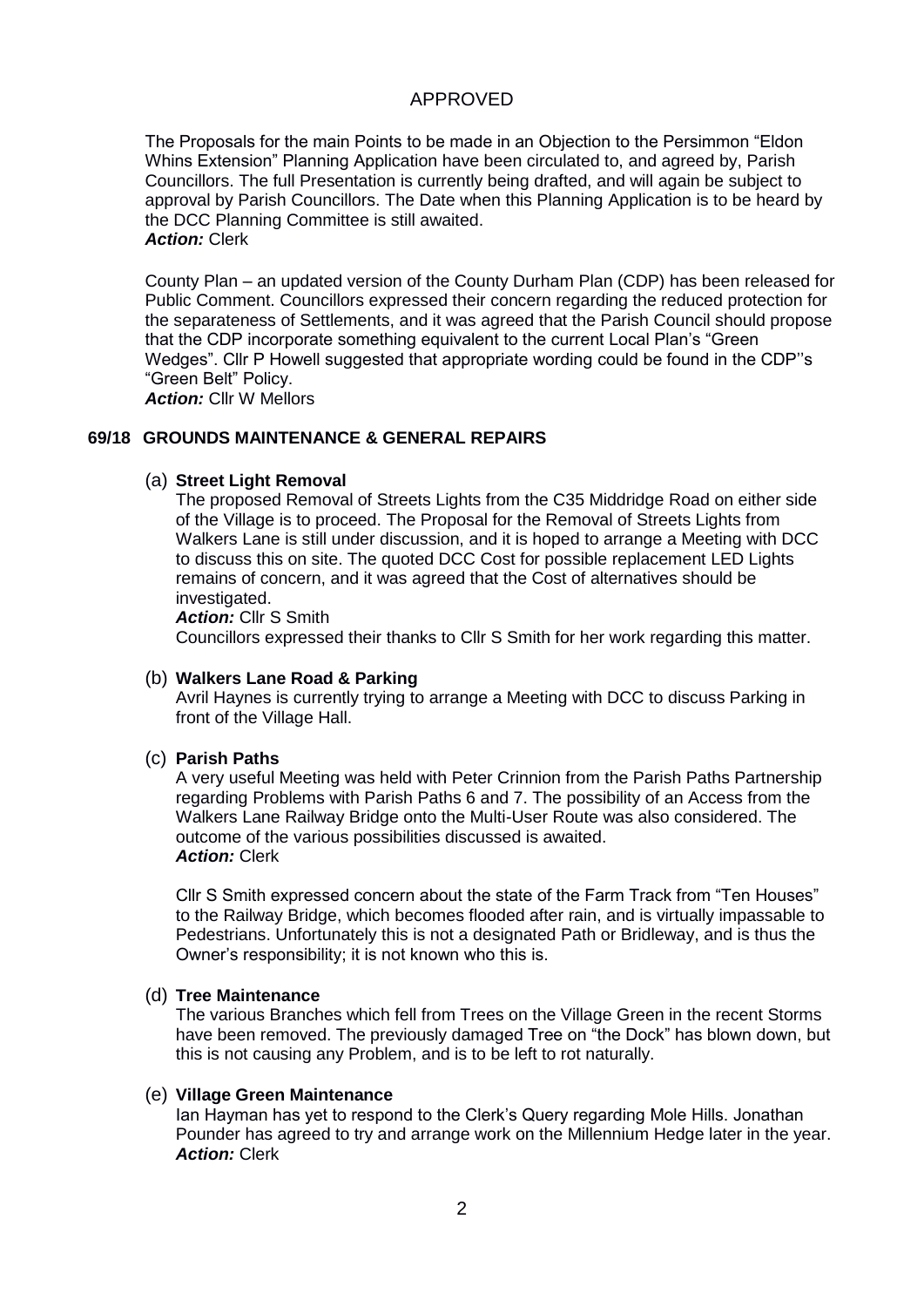APPROVED

The Proposals for the main Points to be made in an Objection to the Persimmon "Eldon Whins Extension" Planning Application have been circulated to, and agreed by, Parish Councillors. The full Presentation is currently being drafted, and will again be subject to approval by Parish Councillors. The Date when this Planning Application is to be heard by the DCC Planning Committee is still awaited.
***Action:*** Clerk

County Plan – an updated version of the County Durham Plan (CDP) has been released for Public Comment. Councillors expressed their concern regarding the reduced protection for the separateness of Settlements, and it was agreed that the Parish Council should propose that the CDP incorporate something equivalent to the current Local Plan's "Green Wedges". Cllr P Howell suggested that appropriate wording could be found in the CDP''s "Green Belt" Policy.
***Action:*** Cllr W Mellors

## 69/18 GROUNDS MAINTENANCE & GENERAL REPAIRS

(a) **Street Light Removal**

The proposed Removal of Streets Lights from the C35 Middridge Road on either side of the Village is to proceed. The Proposal for the Removal of Streets Lights from Walkers Lane is still under discussion, and it is hoped to arrange a Meeting with DCC to discuss this on site. The quoted DCC Cost for possible replacement LED Lights remains of concern, and it was agreed that the Cost of alternatives should be investigated.
***Action:*** Cllr S Smith
Councillors expressed their thanks to Cllr S Smith for her work regarding this matter.

(b) **Walkers Lane Road & Parking**

Avril Haynes is currently trying to arrange a Meeting with DCC to discuss Parking in front of the Village Hall.

(c) **Parish Paths**

A very useful Meeting was held with Peter Crinnion from the Parish Paths Partnership regarding Problems with Parish Paths 6 and 7. The possibility of an Access from the Walkers Lane Railway Bridge onto the Multi-User Route was also considered. The outcome of the various possibilities discussed is awaited.
***Action:*** Clerk

Cllr S Smith expressed concern about the state of the Farm Track from "Ten Houses" to the Railway Bridge, which becomes flooded after rain, and is virtually impassable to Pedestrians. Unfortunately this is not a designated Path or Bridleway, and is thus the Owner's responsibility; it is not known who this is.

(d) **Tree Maintenance**

The various Branches which fell from Trees on the Village Green in the recent Storms have been removed. The previously damaged Tree on "the Dock" has blown down, but this is not causing any Problem, and is to be left to rot naturally.

(e) **Village Green Maintenance**

Ian Hayman has yet to respond to the Clerk's Query regarding Mole Hills. Jonathan Pounder has agreed to try and arrange work on the Millennium Hedge later in the year.
***Action:*** Clerk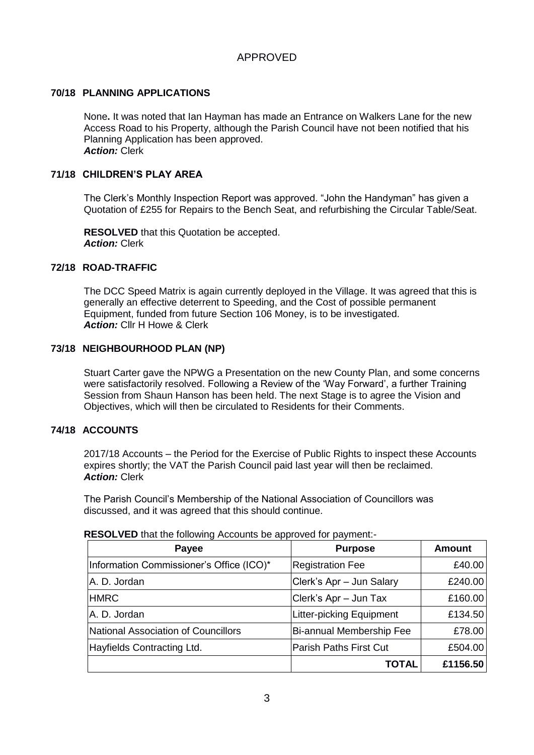APPROVED

**70/18 PLANNING APPLICATIONS**

None**.** It was noted that Ian Hayman has made an Entrance on Walkers Lane for the new Access Road to his Property, although the Parish Council have not been notified that his Planning Application has been approved.
***Action:*** Clerk

**71/18 CHILDREN'S PLAY AREA**

The Clerk's Monthly Inspection Report was approved. "John the Handyman" has given a Quotation of £255 for Repairs to the Bench Seat, and refurbishing the Circular Table/Seat.

**RESOLVED** that this Quotation be accepted.
***Action:*** Clerk

**72/18 ROAD-TRAFFIC**

The DCC Speed Matrix is again currently deployed in the Village. It was agreed that this is generally an effective deterrent to Speeding, and the Cost of possible permanent Equipment, funded from future Section 106 Money, is to be investigated.
***Action:*** Cllr H Howe & Clerk

**73/18 NEIGHBOURHOOD PLAN (NP)**

Stuart Carter gave the NPWG a Presentation on the new County Plan, and some concerns were satisfactorily resolved. Following a Review of the 'Way Forward', a further Training Session from Shaun Hanson has been held. The next Stage is to agree the Vision and Objectives, which will then be circulated to Residents for their Comments.

**74/18 ACCOUNTS**

2017/18 Accounts – the Period for the Exercise of Public Rights to inspect these Accounts expires shortly; the VAT the Parish Council paid last year will then be reclaimed.
***Action:*** Clerk

The Parish Council's Membership of the National Association of Councillors was discussed, and it was agreed that this should continue.

**RESOLVED** that the following Accounts be approved for payment:-

| Payee | Purpose | Amount |
|---|---|---|
| Information Commissioner's Office (ICO)* | Registration Fee | £40.00 |
| A. D. Jordan | Clerk's Apr – Jun Salary | £240.00 |
| HMRC | Clerk's Apr – Jun Tax | £160.00 |
| A. D. Jordan | Litter-picking Equipment | £134.50 |
| National Association of Councillors | Bi-annual Membership Fee | £78.00 |
| Hayfields Contracting Ltd. | Parish Paths First Cut | £504.00 |
| | **TOTAL** | **£1156.50** |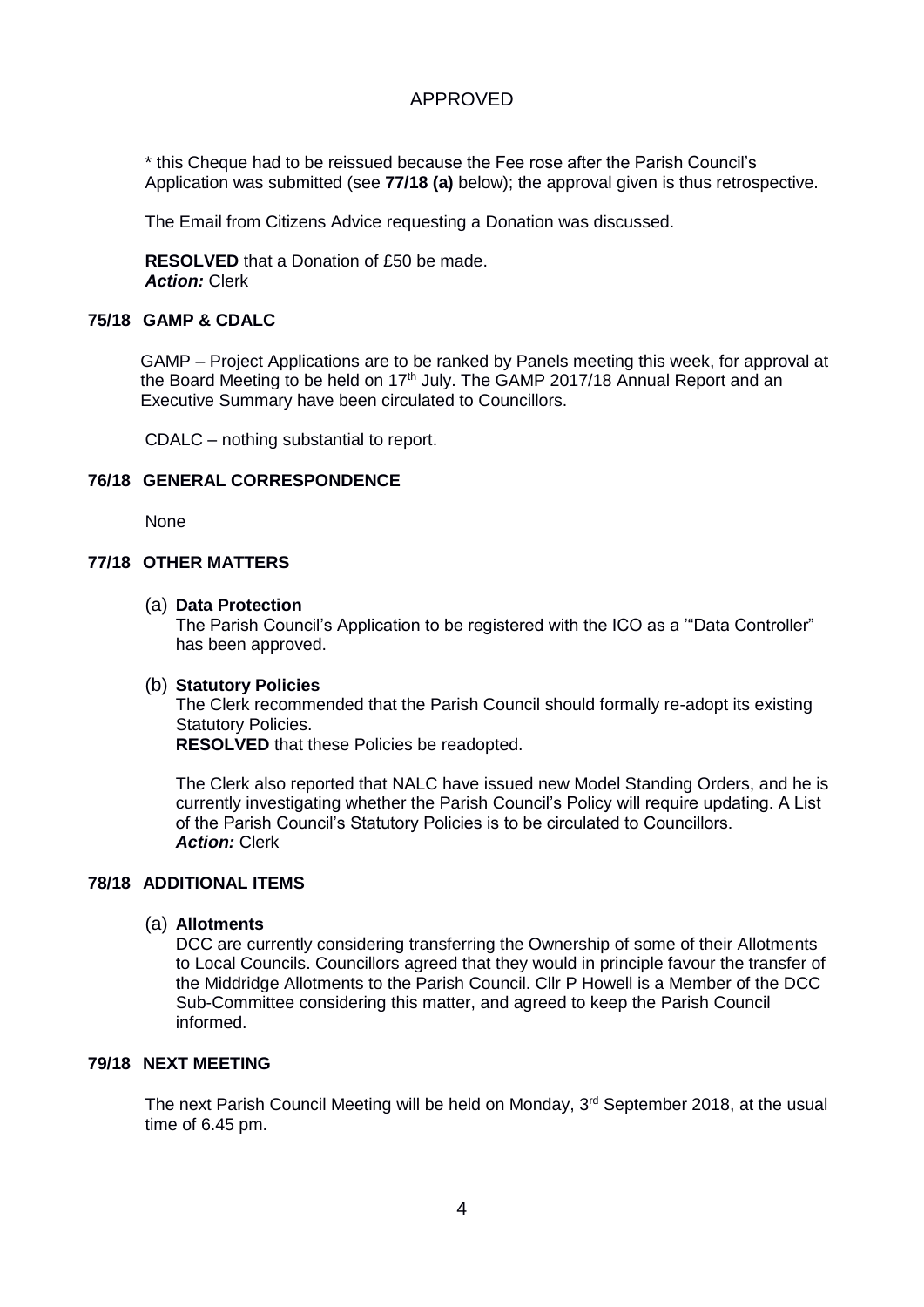APPROVED

* this Cheque had to be reissued because the Fee rose after the Parish Council's Application was submitted (see **77/18 (a)** below); the approval given is thus retrospective.

The Email from Citizens Advice requesting a Donation was discussed.

**RESOLVED** that a Donation of £50 be made.
***Action:*** Clerk

## 75/18 GAMP & CDALC

GAMP – Project Applications are to be ranked by Panels meeting this week, for approval at the Board Meeting to be held on 17th July. The GAMP 2017/18 Annual Report and an Executive Summary have been circulated to Councillors.

CDALC – nothing substantial to report.

## 76/18 GENERAL CORRESPONDENCE

None

## 77/18 OTHER MATTERS

(a) **Data Protection**
The Parish Council's Application to be registered with the ICO as a '"Data Controller" has been approved.

(b) **Statutory Policies**
The Clerk recommended that the Parish Council should formally re-adopt its existing Statutory Policies.
**RESOLVED** that these Policies be readopted.

The Clerk also reported that NALC have issued new Model Standing Orders, and he is currently investigating whether the Parish Council's Policy will require updating. A List of the Parish Council's Statutory Policies is to be circulated to Councillors.
***Action:*** Clerk

## 78/18 ADDITIONAL ITEMS

(a) **Allotments**
DCC are currently considering transferring the Ownership of some of their Allotments to Local Councils. Councillors agreed that they would in principle favour the transfer of the Middridge Allotments to the Parish Council. Cllr P Howell is a Member of the DCC Sub-Committee considering this matter, and agreed to keep the Parish Council informed.

## 79/18 NEXT MEETING

The next Parish Council Meeting will be held on Monday, 3rd September 2018, at the usual time of 6.45 pm.